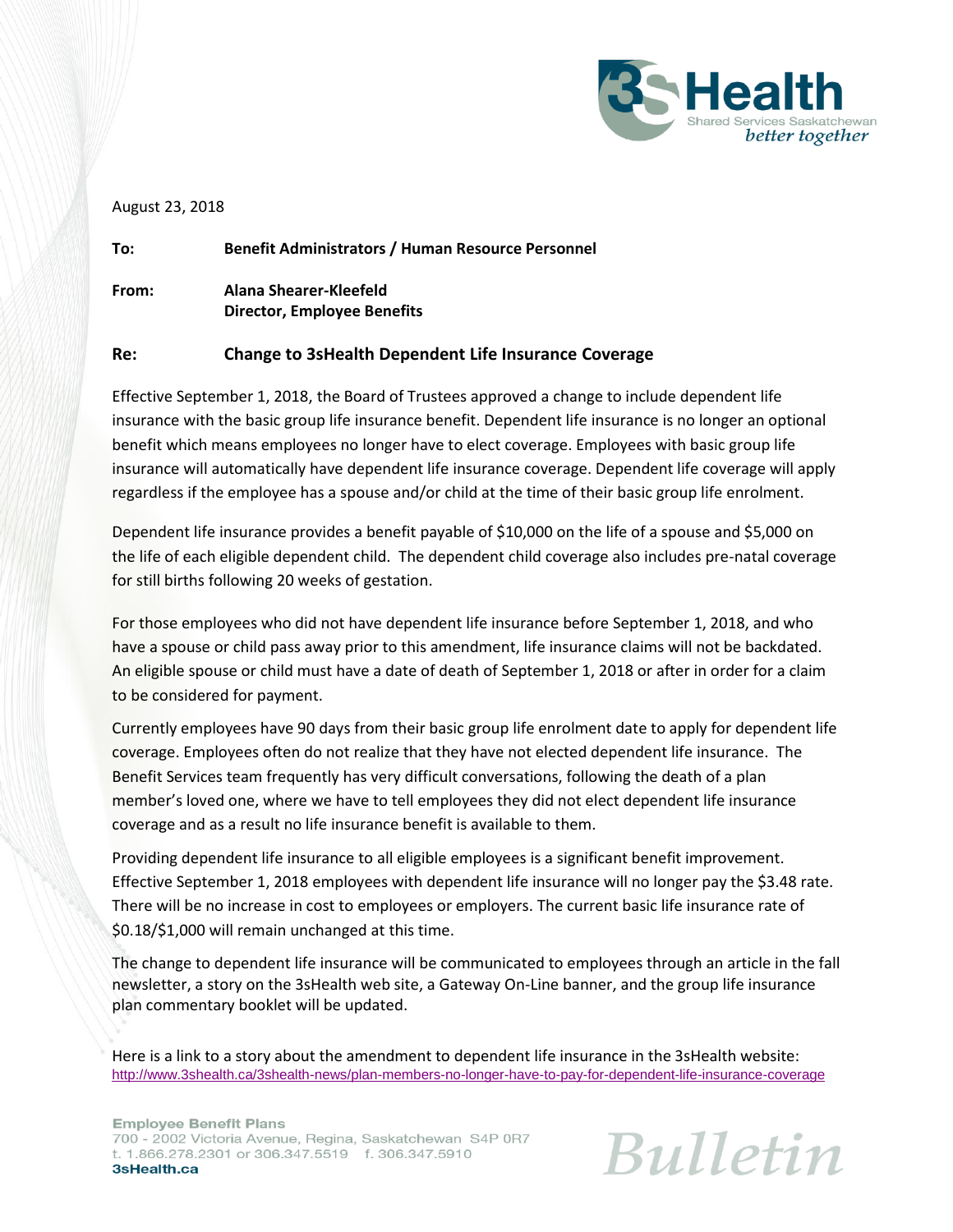3sHealth
Shared Services Saskatchewan
*better together*

August 23, 2018

**To:** **Benefit Administrators / Human Resource Personnel**

**From:** **Alana Shearer-Kleefeld**
**Director, Employee Benefits**

**Re:** **Change to 3sHealth Dependent Life Insurance Coverage**

Effective September 1, 2018, the Board of Trustees approved a change to include dependent life insurance with the basic group life insurance benefit. Dependent life insurance is no longer an optional benefit which means employees no longer have to elect coverage. Employees with basic group life insurance will automatically have dependent life insurance coverage. Dependent life coverage will apply regardless if the employee has a spouse and/or child at the time of their basic group life enrolment.

Dependent life insurance provides a benefit payable of $10,000 on the life of a spouse and $5,000 on the life of each eligible dependent child. The dependent child coverage also includes pre-natal coverage for still births following 20 weeks of gestation.

For those employees who did not have dependent life insurance before September 1, 2018, and who have a spouse or child pass away prior to this amendment, life insurance claims will not be backdated. An eligible spouse or child must have a date of death of September 1, 2018 or after in order for a claim to be considered for payment.

Currently employees have 90 days from their basic group life enrolment date to apply for dependent life coverage. Employees often do not realize that they have not elected dependent life insurance. The Benefit Services team frequently has very difficult conversations, following the death of a plan member's loved one, where we have to tell employees they did not elect dependent life insurance coverage and as a result no life insurance benefit is available to them.

Providing dependent life insurance to all eligible employees is a significant benefit improvement. Effective September 1, 2018 employees with dependent life insurance will no longer pay the $3.48 rate. There will be no increase in cost to employees or employers. The current basic life insurance rate of $0.18/$1,000 will remain unchanged at this time.

The change to dependent life insurance will be communicated to employees through an article in the fall newsletter, a story on the 3sHealth web site, a Gateway On-Line banner, and the group life insurance plan commentary booklet will be updated.

Here is a link to a story about the amendment to dependent life insurance in the 3sHealth website: http://www.3shealth.ca/3shealth-news/plan-members-no-longer-have-to-pay-for-dependent-life-insurance-coverage

**Employee Benefit Plans**
700 - 2002 Victoria Avenue, Regina, Saskatchewan S4P 0R7
t. 1.866.278.2301 or 306.347.5519 f. 306.347.5910
**3sHealth.ca**

*Bulletin*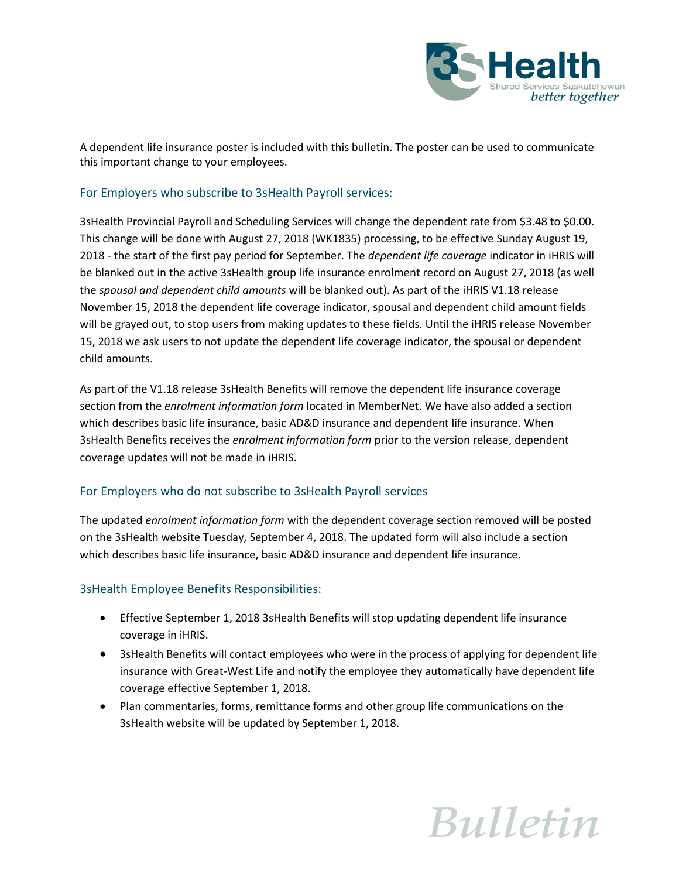A dependent life insurance poster is included with this bulletin. The poster can be used to communicate this important change to your employees.

### For Employers who subscribe to 3sHealth Payroll services:

3sHealth Provincial Payroll and Scheduling Services will change the dependent rate from $3.48 to $0.00. This change will be done with August 27, 2018 (WK1835) processing, to be effective Sunday August 19, 2018 - the start of the first pay period for September. The *dependent life coverage* indicator in iHRIS will be blanked out in the active 3sHealth group life insurance enrolment record on August 27, 2018 (as well the *spousal and dependent child amounts* will be blanked out). As part of the iHRIS V1.18 release November 15, 2018 the dependent life coverage indicator, spousal and dependent child amount fields will be grayed out, to stop users from making updates to these fields. Until the iHRIS release November 15, 2018 we ask users to not update the dependent life coverage indicator, the spousal or dependent child amounts.

As part of the V1.18 release 3sHealth Benefits will remove the dependent life insurance coverage section from the *enrolment information form* located in MemberNet. We have also added a section which describes basic life insurance, basic AD&D insurance and dependent life insurance. When 3sHealth Benefits receives the *enrolment information form* prior to the version release, dependent coverage updates will not be made in iHRIS.

### For Employers who do not subscribe to 3sHealth Payroll services

The updated *enrolment information form* with the dependent coverage section removed will be posted on the 3sHealth website Tuesday, September 4, 2018. The updated form will also include a section which describes basic life insurance, basic AD&D insurance and dependent life insurance.

### 3sHealth Employee Benefits Responsibilities:

- Effective September 1, 2018 3sHealth Benefits will stop updating dependent life insurance coverage in iHRIS.
- 3sHealth Benefits will contact employees who were in the process of applying for dependent life insurance with Great-West Life and notify the employee they automatically have dependent life coverage effective September 1, 2018.
- Plan commentaries, forms, remittance forms and other group life communications on the 3sHealth website will be updated by September 1, 2018.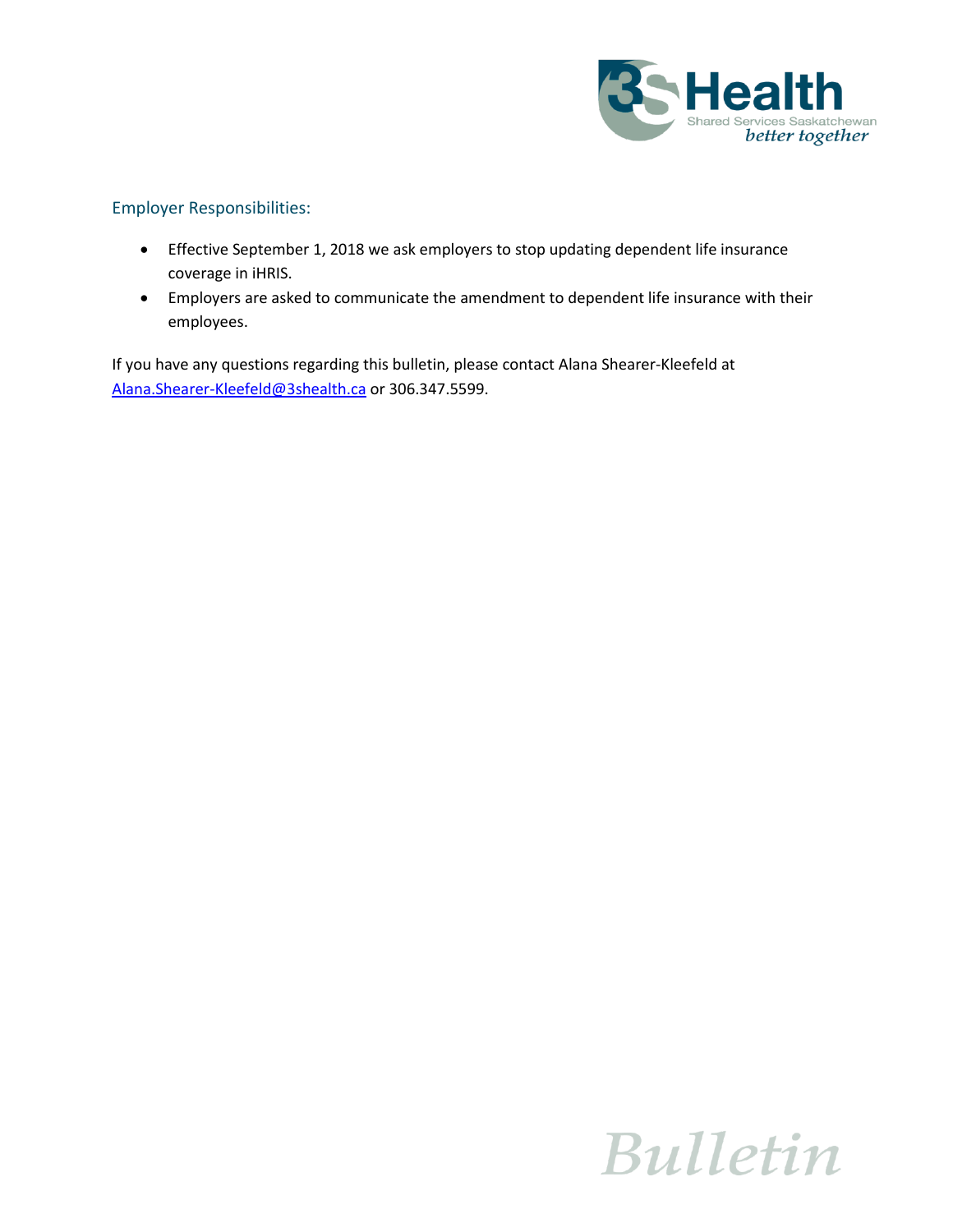## Employer Responsibilities:

- Effective September 1, 2018 we ask employers to stop updating dependent life insurance coverage in iHRIS.
- Employers are asked to communicate the amendment to dependent life insurance with their employees.

If you have any questions regarding this bulletin, please contact Alana Shearer-Kleefeld at Alana.Shearer-Kleefeld@3shealth.ca or 306.347.5599.